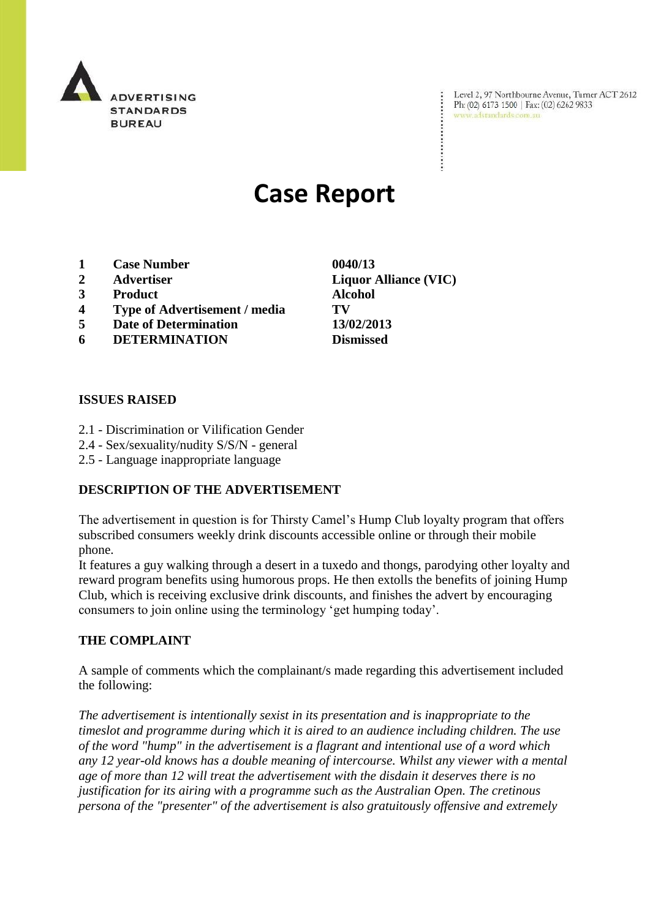ADVERTISING STANDARDS BUREAU

Level 2, 97 Northbourne Avenue, Turner ACT 2612
Ph: (02) 6173 1500 | Fax: (02) 6262 9833
www.adstandards.com.au

# Case Report

| | | |
|---|---|---|
| 1 | **Case Number** | **0040/13** |
| 2 | **Advertiser** | **Liquor Alliance (VIC)** |
| 3 | **Product** | **Alcohol** |
| 4 | **Type of Advertisement / media** | **TV** |
| 5 | **Date of Determination** | **13/02/2013** |
| 6 | **DETERMINATION** | **Dismissed** |

## ISSUES RAISED

2.1 - Discrimination or Vilification Gender
2.4 - Sex/sexuality/nudity S/S/N - general
2.5 - Language inappropriate language

## DESCRIPTION OF THE ADVERTISEMENT

The advertisement in question is for Thirsty Camel's Hump Club loyalty program that offers subscribed consumers weekly drink discounts accessible online or through their mobile phone.
It features a guy walking through a desert in a tuxedo and thongs, parodying other loyalty and reward program benefits using humorous props. He then extolls the benefits of joining Hump Club, which is receiving exclusive drink discounts, and finishes the advert by encouraging consumers to join online using the terminology 'get humping today'.

## THE COMPLAINT

A sample of comments which the complainant/s made regarding this advertisement included the following:

*The advertisement is intentionally sexist in its presentation and is inappropriate to the timeslot and programme during which it is aired to an audience including children. The use of the word "hump" in the advertisement is a flagrant and intentional use of a word which any 12 year-old knows has a double meaning of intercourse. Whilst any viewer with a mental age of more than 12 will treat the advertisement with the disdain it deserves there is no justification for its airing with a programme such as the Australian Open. The cretinous persona of the "presenter" of the advertisement is also gratuitously offensive and extremely*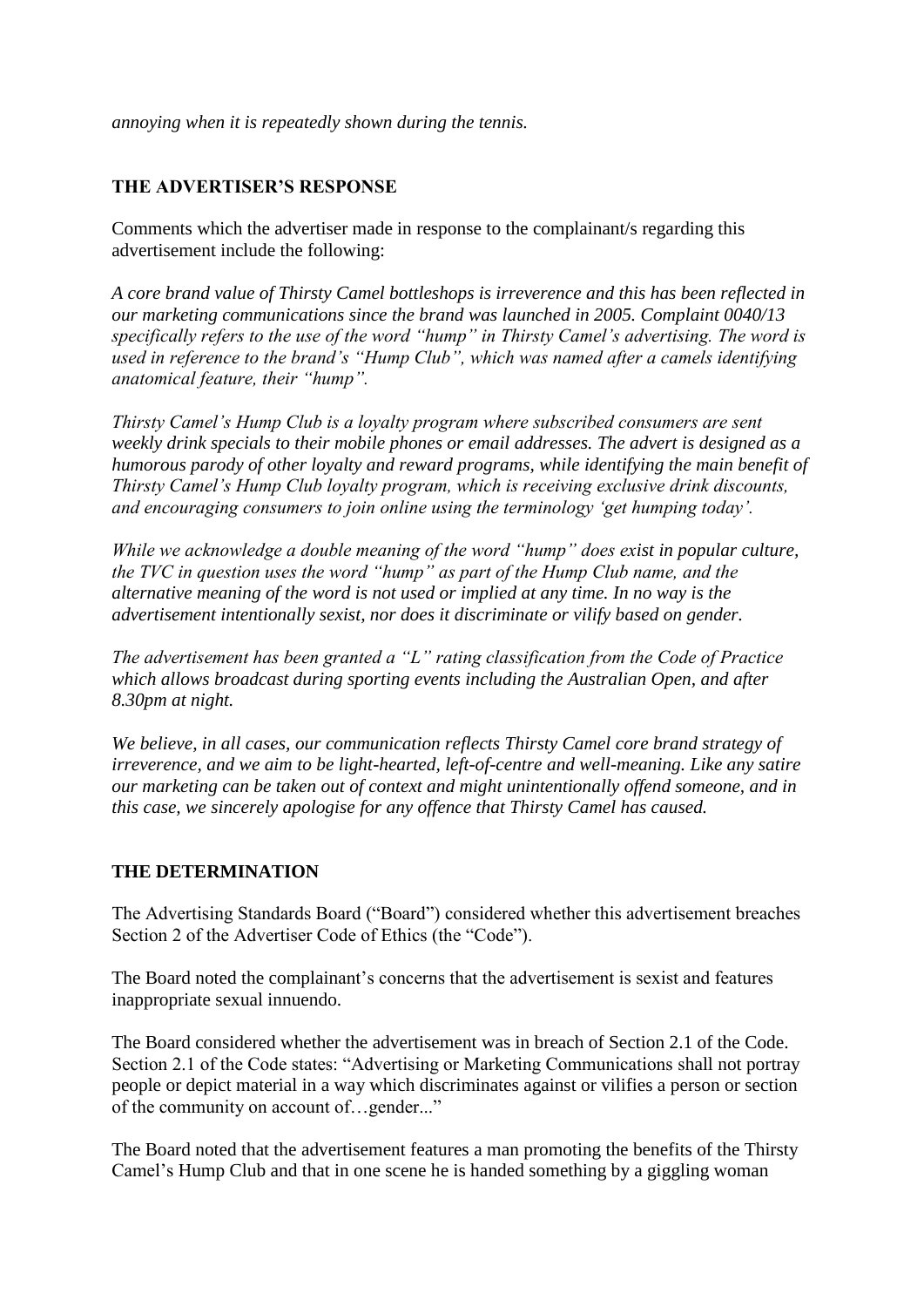*annoying when it is repeatedly shown during the tennis.*

## THE ADVERTISER'S RESPONSE

Comments which the advertiser made in response to the complainant/s regarding this advertisement include the following:

*A core brand value of Thirsty Camel bottleshops is irreverence and this has been reflected in our marketing communications since the brand was launched in 2005. Complaint 0040/13 specifically refers to the use of the word "hump" in Thirsty Camel's advertising. The word is used in reference to the brand's "Hump Club", which was named after a camels identifying anatomical feature, their "hump".*

*Thirsty Camel's Hump Club is a loyalty program where subscribed consumers are sent weekly drink specials to their mobile phones or email addresses. The advert is designed as a humorous parody of other loyalty and reward programs, while identifying the main benefit of Thirsty Camel's Hump Club loyalty program, which is receiving exclusive drink discounts, and encouraging consumers to join online using the terminology 'get humping today'.*

*While we acknowledge a double meaning of the word "hump" does exist in popular culture, the TVC in question uses the word "hump" as part of the Hump Club name, and the alternative meaning of the word is not used or implied at any time. In no way is the advertisement intentionally sexist, nor does it discriminate or vilify based on gender.*

*The advertisement has been granted a "L" rating classification from the Code of Practice which allows broadcast during sporting events including the Australian Open, and after 8.30pm at night.*

*We believe, in all cases, our communication reflects Thirsty Camel core brand strategy of irreverence, and we aim to be light-hearted, left-of-centre and well-meaning. Like any satire our marketing can be taken out of context and might unintentionally offend someone, and in this case, we sincerely apologise for any offence that Thirsty Camel has caused.*

## THE DETERMINATION

The Advertising Standards Board ("Board") considered whether this advertisement breaches Section 2 of the Advertiser Code of Ethics (the "Code").

The Board noted the complainant's concerns that the advertisement is sexist and features inappropriate sexual innuendo.

The Board considered whether the advertisement was in breach of Section 2.1 of the Code. Section 2.1 of the Code states: "Advertising or Marketing Communications shall not portray people or depict material in a way which discriminates against or vilifies a person or section of the community on account of…gender..."

The Board noted that the advertisement features a man promoting the benefits of the Thirsty Camel's Hump Club and that in one scene he is handed something by a giggling woman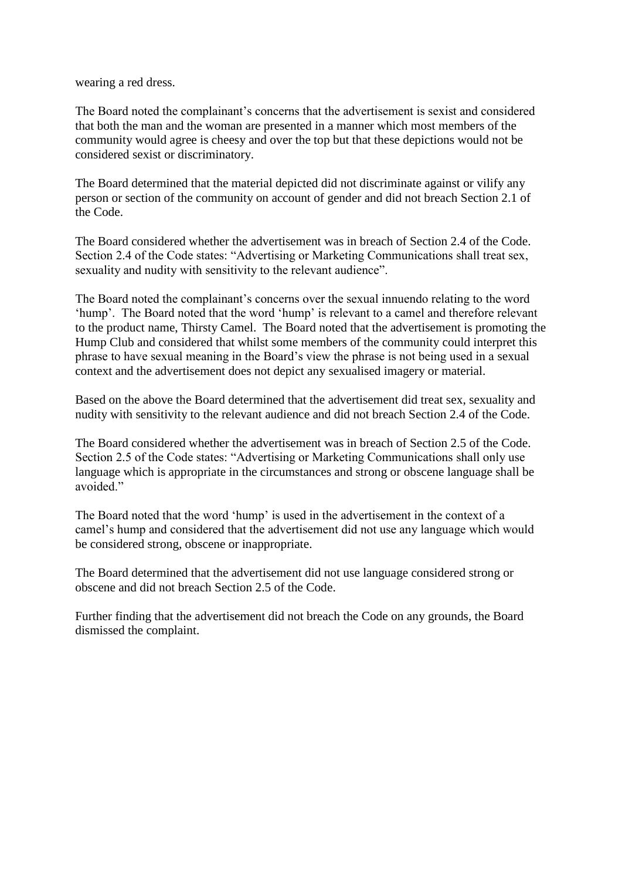wearing a red dress.

The Board noted the complainant's concerns that the advertisement is sexist and considered that both the man and the woman are presented in a manner which most members of the community would agree is cheesy and over the top but that these depictions would not be considered sexist or discriminatory.

The Board determined that the material depicted did not discriminate against or vilify any person or section of the community on account of gender and did not breach Section 2.1 of the Code.

The Board considered whether the advertisement was in breach of Section 2.4 of the Code. Section 2.4 of the Code states: "Advertising or Marketing Communications shall treat sex, sexuality and nudity with sensitivity to the relevant audience".

The Board noted the complainant's concerns over the sexual innuendo relating to the word 'hump'. The Board noted that the word 'hump' is relevant to a camel and therefore relevant to the product name, Thirsty Camel. The Board noted that the advertisement is promoting the Hump Club and considered that whilst some members of the community could interpret this phrase to have sexual meaning in the Board's view the phrase is not being used in a sexual context and the advertisement does not depict any sexualised imagery or material.

Based on the above the Board determined that the advertisement did treat sex, sexuality and nudity with sensitivity to the relevant audience and did not breach Section 2.4 of the Code.

The Board considered whether the advertisement was in breach of Section 2.5 of the Code. Section 2.5 of the Code states: "Advertising or Marketing Communications shall only use language which is appropriate in the circumstances and strong or obscene language shall be avoided."

The Board noted that the word 'hump' is used in the advertisement in the context of a camel's hump and considered that the advertisement did not use any language which would be considered strong, obscene or inappropriate.

The Board determined that the advertisement did not use language considered strong or obscene and did not breach Section 2.5 of the Code.

Further finding that the advertisement did not breach the Code on any grounds, the Board dismissed the complaint.